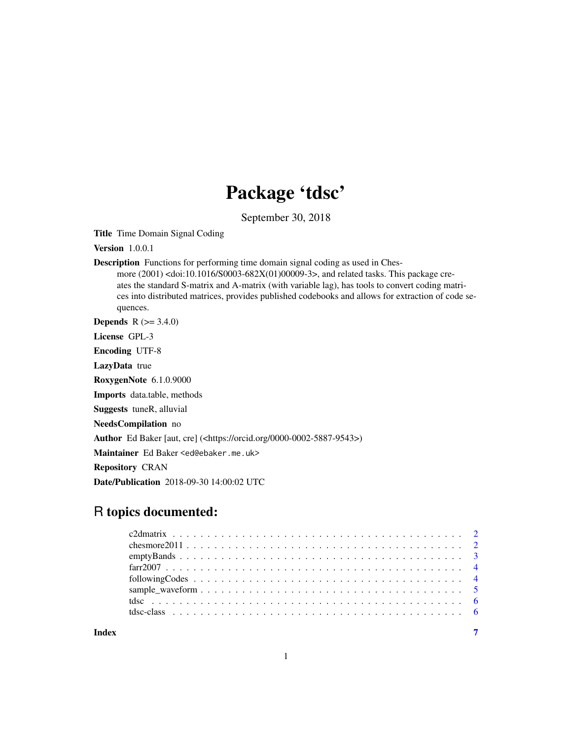# Package 'tdsc'

September 30, 2018

**Title** Time Domain Signal Coding

**Version** 1.0.0.1

**Description** Functions for performing time domain signal coding as used in Chesmore (2001) <doi:10.1016/S0003-682X(01)00009-3>, and related tasks. This package creates the standard S-matrix and A-matrix (with variable lag), has tools to convert coding matrices into distributed matrices, provides published codebooks and allows for extraction of code sequences.

**Depends** R (>= 3.4.0)

**License** GPL-3

**Encoding** UTF-8

**LazyData** true

**RoxygenNote** 6.1.0.9000

**Imports** data.table, methods

**Suggests** tuneR, alluvial

**NeedsCompilation** no

**Author** Ed Baker [aut, cre] (<https://orcid.org/0000-0002-5887-9543>)

**Maintainer** Ed Baker <ed@ebaker.me.uk>

**Repository** CRAN

**Date/Publication** 2018-09-30 14:00:02 UTC

## R topics documented:

- c2dmatrix . . . . . . . . . . . . . . . . . . . . . . . . . . . . . . . . . . . . . . . . 2
- chesmore2011 . . . . . . . . . . . . . . . . . . . . . . . . . . . . . . . . . . . . . . 2
- emptyBands . . . . . . . . . . . . . . . . . . . . . . . . . . . . . . . . . . . . . . . 3
- farr2007 . . . . . . . . . . . . . . . . . . . . . . . . . . . . . . . . . . . . . . . . . 4
- followingCodes . . . . . . . . . . . . . . . . . . . . . . . . . . . . . . . . . . . . . 4
- sample_waveform . . . . . . . . . . . . . . . . . . . . . . . . . . . . . . . . . . . . 5
- tdsc . . . . . . . . . . . . . . . . . . . . . . . . . . . . . . . . . . . . . . . . . . . 6
- tdsc-class . . . . . . . . . . . . . . . . . . . . . . . . . . . . . . . . . . . . . . . . 6

**Index** 7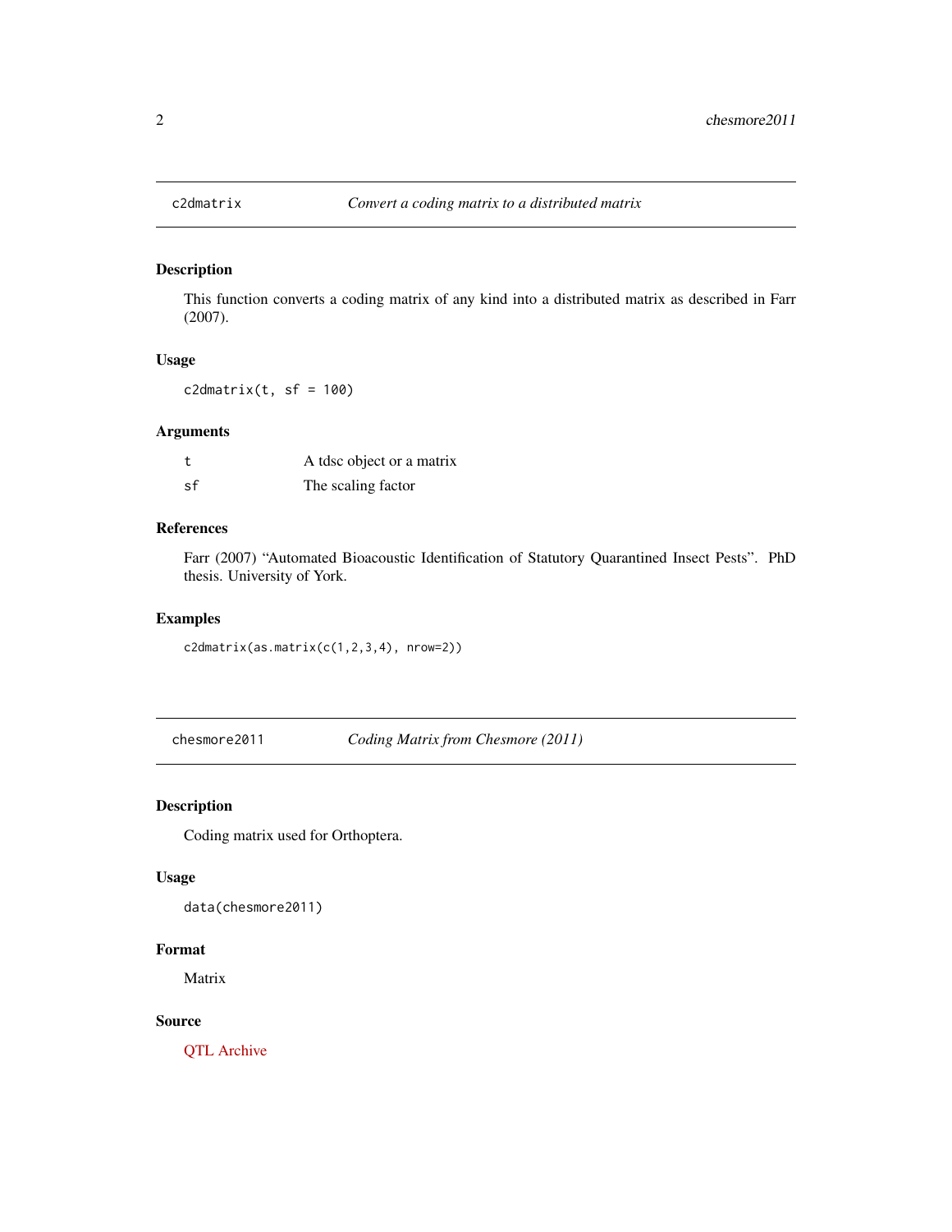## c2dmatrix — *Convert a coding matrix to a distributed matrix*

### Description

This function converts a coding matrix of any kind into a distributed matrix as described in Farr (2007).

### Usage

```
c2dmatrix(t, sf = 100)
```

### Arguments

| | |
|---|---|
| t | A tdsc object or a matrix |
| sf | The scaling factor |

### References

Farr (2007) "Automated Bioacoustic Identification of Statutory Quarantined Insect Pests". PhD thesis. University of York.

### Examples

```
c2dmatrix(as.matrix(c(1,2,3,4), nrow=2))
```

## chesmore2011 — *Coding Matrix from Chesmore (2011)*

### Description

Coding matrix used for Orthoptera.

### Usage

```
data(chesmore2011)
```

### Format

Matrix

### Source

QTL Archive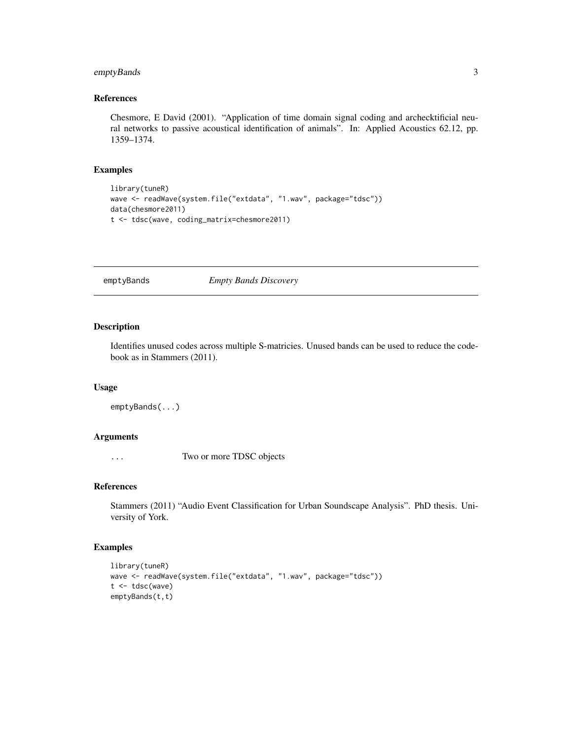### References

Chesmore, E David (2001). "Application of time domain signal coding and archecktificial neural networks to passive acoustical identification of animals". In: Applied Acoustics 62.12, pp. 1359–1374.

### Examples

```
library(tuneR)
wave <- readWave(system.file("extdata", "1.wav", package="tdsc"))
data(chesmore2011)
t <- tdsc(wave, coding_matrix=chesmore2011)
```

---

## emptyBands — *Empty Bands Discovery*

---

### Description

Identifies unused codes across multiple S-matricies. Unused bands can be used to reduce the codebook as in Stammers (2011).

### Usage

```
emptyBands(...)
```

### Arguments

| | |
|---|---|
| `...` | Two or more TDSC objects |

### References

Stammers (2011) "Audio Event Classification for Urban Soundscape Analysis". PhD thesis. University of York.

### Examples

```
library(tuneR)
wave <- readWave(system.file("extdata", "1.wav", package="tdsc"))
t <- tdsc(wave)
emptyBands(t,t)
```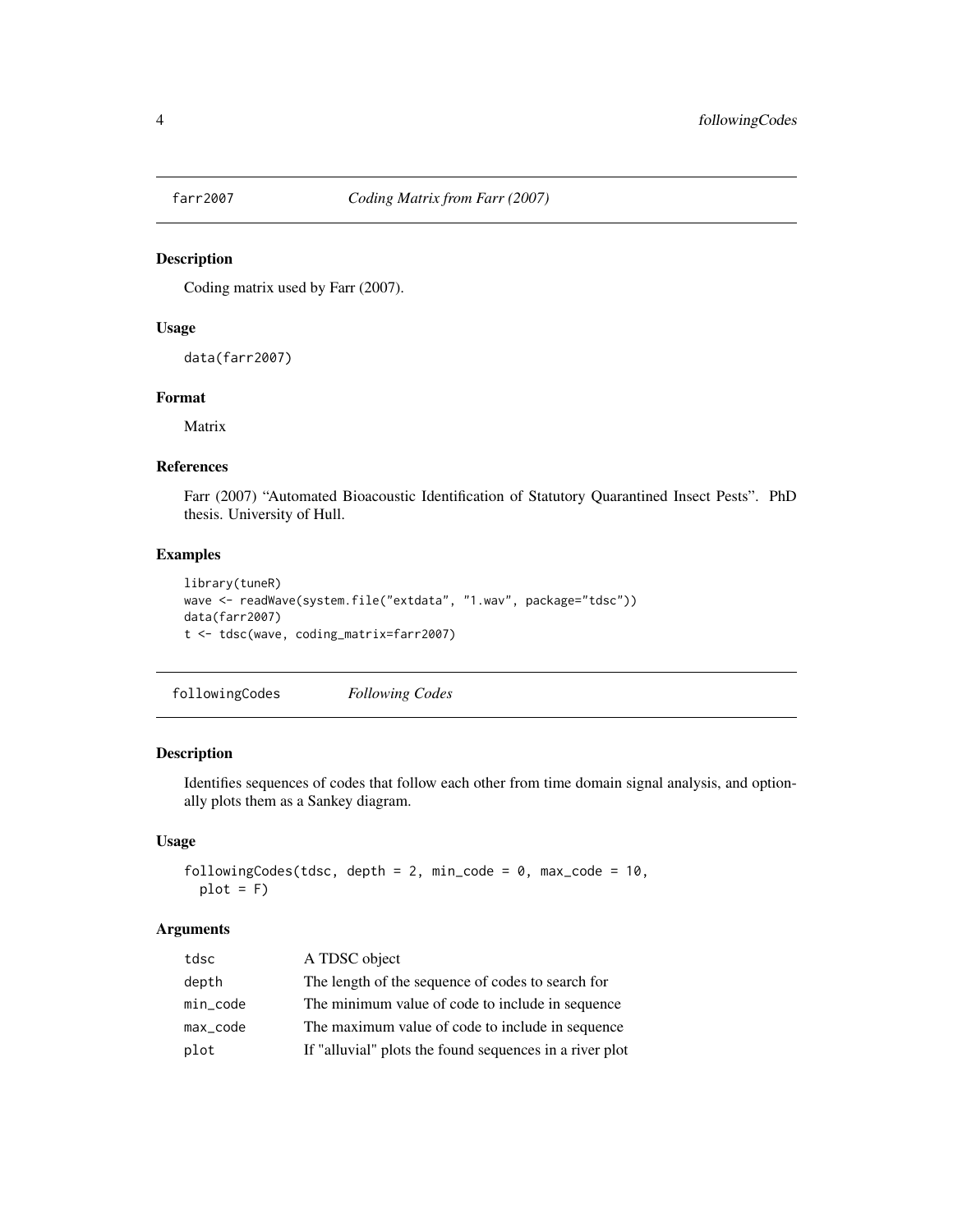## farr2007 *Coding Matrix from Farr (2007)*

### Description

Coding matrix used by Farr (2007).

### Usage

```
data(farr2007)
```

### Format

Matrix

### References

Farr (2007) “Automated Bioacoustic Identification of Statutory Quarantined Insect Pests”. PhD thesis. University of Hull.

### Examples

```
library(tuneR)
wave <- readWave(system.file("extdata", "1.wav", package="tdsc"))
data(farr2007)
t <- tdsc(wave, coding_matrix=farr2007)
```

## followingCodes *Following Codes*

### Description

Identifies sequences of codes that follow each other from time domain signal analysis, and optionally plots them as a Sankey diagram.

### Usage

```
followingCodes(tdsc, depth = 2, min_code = 0, max_code = 10,
  plot = F)
```

### Arguments

| | |
|---|---|
| tdsc | A TDSC object |
| depth | The length of the sequence of codes to search for |
| min_code | The minimum value of code to include in sequence |
| max_code | The maximum value of code to include in sequence |
| plot | If "alluvial" plots the found sequences in a river plot |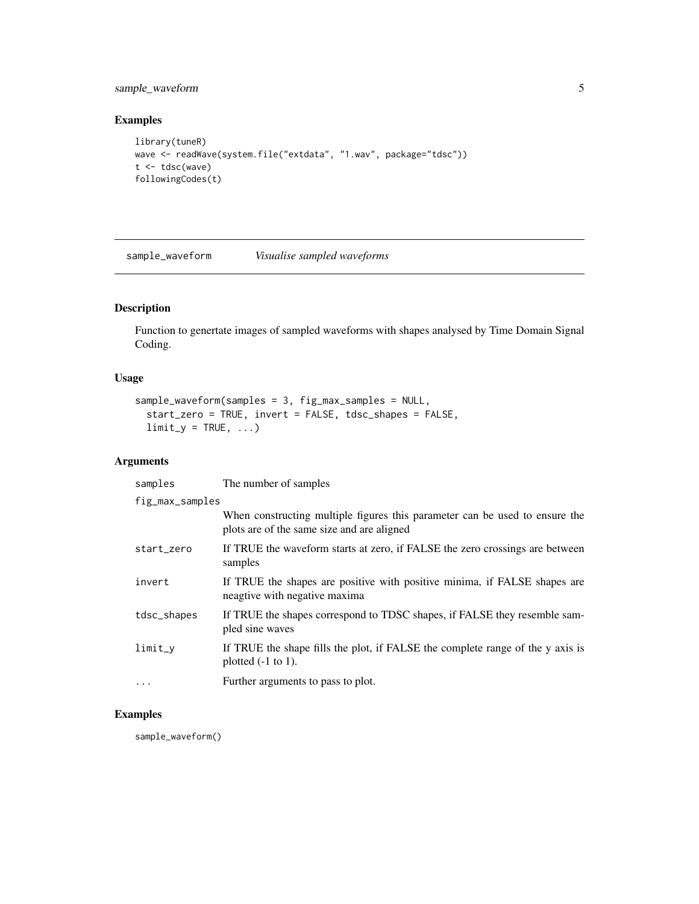## Examples

```
library(tuneR)
wave <- readWave(system.file("extdata", "1.wav", package="tdsc"))
t <- tdsc(wave)
followingCodes(t)
```

---

# sample_waveform *Visualise sampled waveforms*

---

## Description

Function to genertate images of sampled waveforms with shapes analysed by Time Domain Signal Coding.

## Usage

```
sample_waveform(samples = 3, fig_max_samples = NULL,
  start_zero = TRUE, invert = FALSE, tdsc_shapes = FALSE,
  limit_y = TRUE, ...)
```

## Arguments

| | |
|---|---|
| samples | The number of samples |
| fig_max_samples | When constructing multiple figures this parameter can be used to ensure the plots are of the same size and are aligned |
| start_zero | If TRUE the waveform starts at zero, if FALSE the zero crossings are between samples |
| invert | If TRUE the shapes are positive with positive minima, if FALSE shapes are neagtive with negative maxima |
| tdsc_shapes | If TRUE the shapes correspond to TDSC shapes, if FALSE they resemble sampled sine waves |
| limit_y | If TRUE the shape fills the plot, if FALSE the complete range of the y axis is plotted (-1 to 1). |
| ... | Further arguments to pass to plot. |

## Examples

```
sample_waveform()
```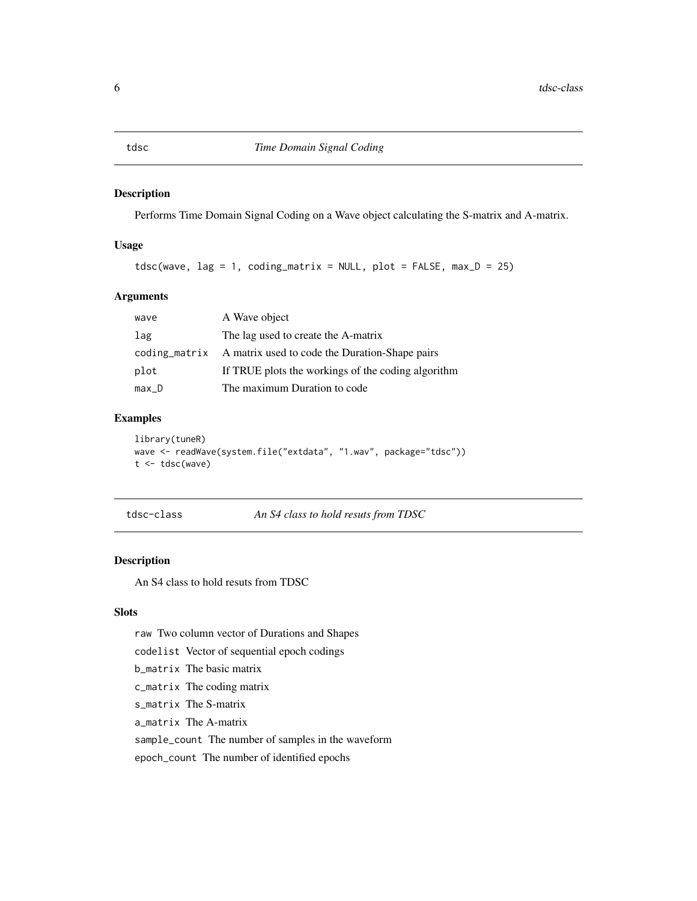# tdsc *Time Domain Signal Coding*

## Description

Performs Time Domain Signal Coding on a Wave object calculating the S-matrix and A-matrix.

## Usage

```
tdsc(wave, lag = 1, coding_matrix = NULL, plot = FALSE, max_D = 25)
```

## Arguments

| | |
|---|---|
| wave | A Wave object |
| lag | The lag used to create the A-matrix |
| coding_matrix | A matrix used to code the Duration-Shape pairs |
| plot | If TRUE plots the workings of the coding algorithm |
| max_D | The maximum Duration to code |

## Examples

```
library(tuneR)
wave <- readWave(system.file("extdata", "1.wav", package="tdsc"))
t <- tdsc(wave)
```

# tdsc-class *An S4 class to hold resuts from TDSC*

## Description

An S4 class to hold resuts from TDSC

## Slots

- `raw` Two column vector of Durations and Shapes
- `codelist` Vector of sequential epoch codings
- `b_matrix` The basic matrix
- `c_matrix` The coding matrix
- `s_matrix` The S-matrix
- `a_matrix` The A-matrix
- `sample_count` The number of samples in the waveform
- `epoch_count` The number of identified epochs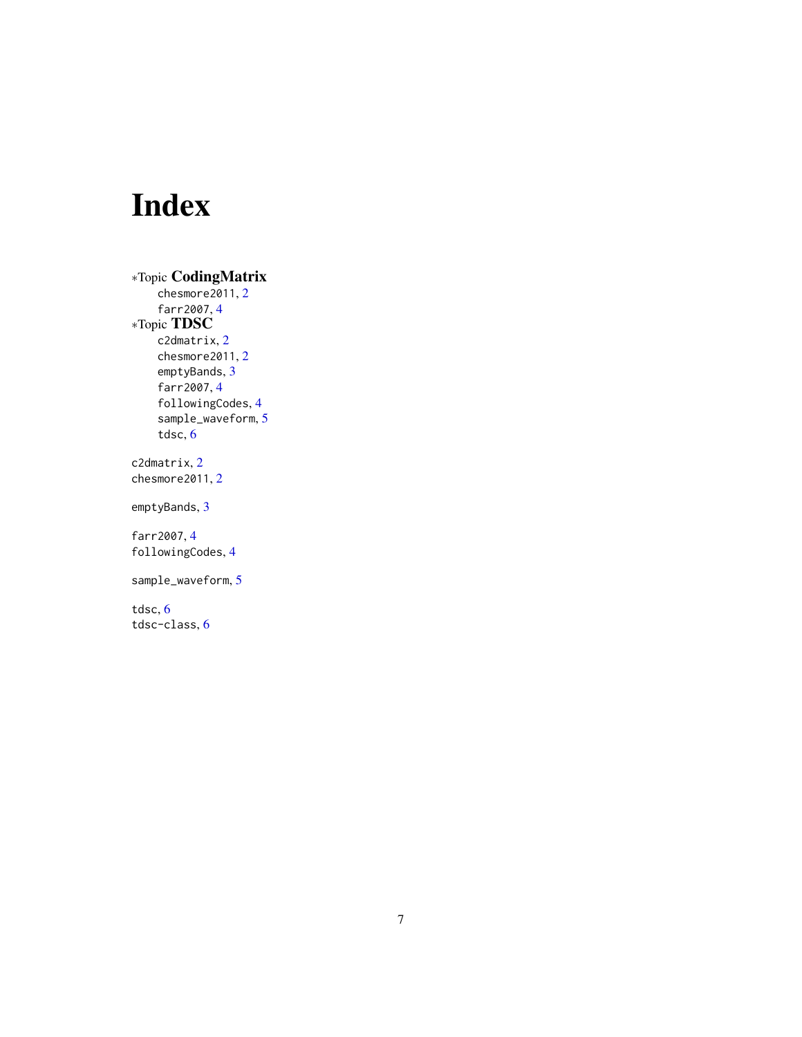# Index

∗Topic **CodingMatrix**

- chesmore2011, 2
- farr2007, 4

∗Topic **TDSC**

- c2dmatrix, 2
- chesmore2011, 2
- emptyBands, 3
- farr2007, 4
- followingCodes, 4
- sample_waveform, 5
- tdsc, 6

c2dmatrix, 2
chesmore2011, 2

emptyBands, 3

farr2007, 4
followingCodes, 4

sample_waveform, 5

tdsc, 6
tdsc-class, 6